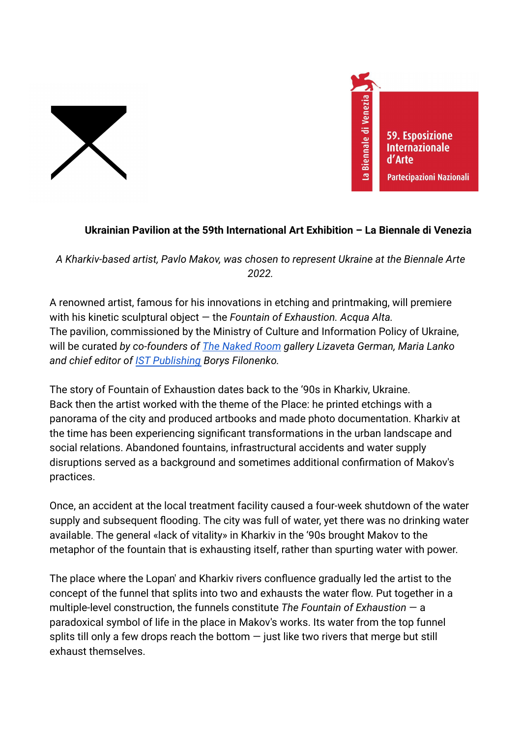**Ukrainian Pavilion at the 59th International Art Exhibition – La Biennale di Venezia**

*A Kharkiv-based artist, Pavlo Makov, was chosen to represent Ukraine at the Biennale Arte 2022.*

A renowned artist, famous for his innovations in etching and printmaking, will premiere with his kinetic sculptural object — the *Fountain of Exhaustion. Acqua Alta.*
The pavilion, commissioned by the Ministry of Culture and Information Policy of Ukraine, will be curated *by co-founders of The Naked Room gallery Lizaveta German, Maria Lanko and chief editor of IST Publishing Borys Filonenko.*

The story of Fountain of Exhaustion dates back to the '90s in Kharkiv, Ukraine.
Back then the artist worked with the theme of the Place: he printed etchings with a panorama of the city and produced artbooks and made photo documentation. Kharkiv at the time has been experiencing significant transformations in the urban landscape and social relations. Abandoned fountains, infrastructural accidents and water supply disruptions served as a background and sometimes additional confirmation of Makov's practices.

Once, an accident at the local treatment facility caused a four-week shutdown of the water supply and subsequent flooding. The city was full of water, yet there was no drinking water available. The general «lack of vitality» in Kharkiv in the '90s brought Makov to the metaphor of the fountain that is exhausting itself, rather than spurting water with power.

The place where the Lopan' and Kharkiv rivers confluence gradually led the artist to the concept of the funnel that splits into two and exhausts the water flow. Put together in a multiple-level construction, the funnels constitute *The Fountain of Exhaustion* — a paradoxical symbol of life in the place in Makov's works. Its water from the top funnel splits till only a few drops reach the bottom — just like two rivers that merge but still exhaust themselves.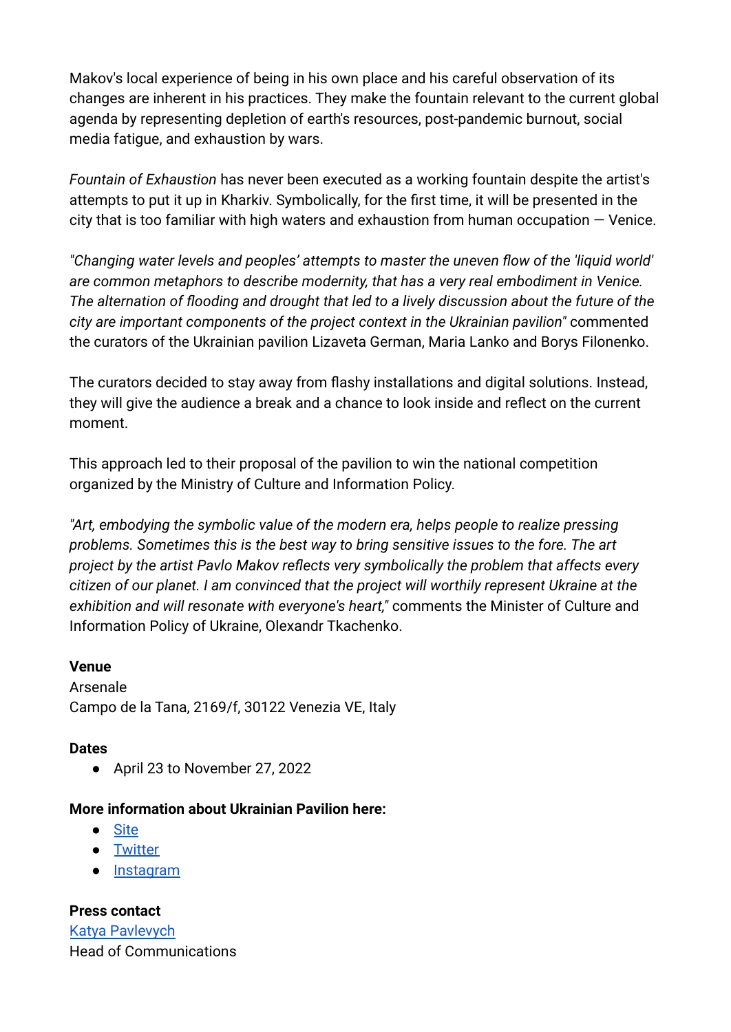Makov's local experience of being in his own place and his careful observation of its changes are inherent in his practices. They make the fountain relevant to the current global agenda by representing depletion of earth's resources, post-pandemic burnout, social media fatigue, and exhaustion by wars.

*Fountain of Exhaustion* has never been executed as a working fountain despite the artist's attempts to put it up in Kharkiv. Symbolically, for the first time, it will be presented in the city that is too familiar with high waters and exhaustion from human occupation — Venice.

*"Changing water levels and peoples' attempts to master the uneven flow of the 'liquid world' are common metaphors to describe modernity, that has a very real embodiment in Venice. The alternation of flooding and drought that led to a lively discussion about the future of the city are important components of the project context in the Ukrainian pavilion"* commented the curators of the Ukrainian pavilion Lizaveta German, Maria Lanko and Borys Filonenko.

The curators decided to stay away from flashy installations and digital solutions. Instead, they will give the audience a break and a chance to look inside and reflect on the current moment.

This approach led to their proposal of the pavilion to win the national competition organized by the Ministry of Culture and Information Policy.

*"Art, embodying the symbolic value of the modern era, helps people to realize pressing problems. Sometimes this is the best way to bring sensitive issues to the fore. The art project by the artist Pavlo Makov reflects very symbolically the problem that affects every citizen of our planet. I am convinced that the project will worthily represent Ukraine at the exhibition and will resonate with everyone's heart,"* comments the Minister of Culture and Information Policy of Ukraine, Olexandr Tkachenko.

**Venue**
Arsenale
Campo de la Tana, 2169/f, 30122 Venezia VE, Italy

**Dates**

- April 23 to November 27, 2022

**More information about Ukrainian Pavilion here:**

- Site
- Twitter
- Instagram

**Press contact**
Katya Pavlevych
Head of Communications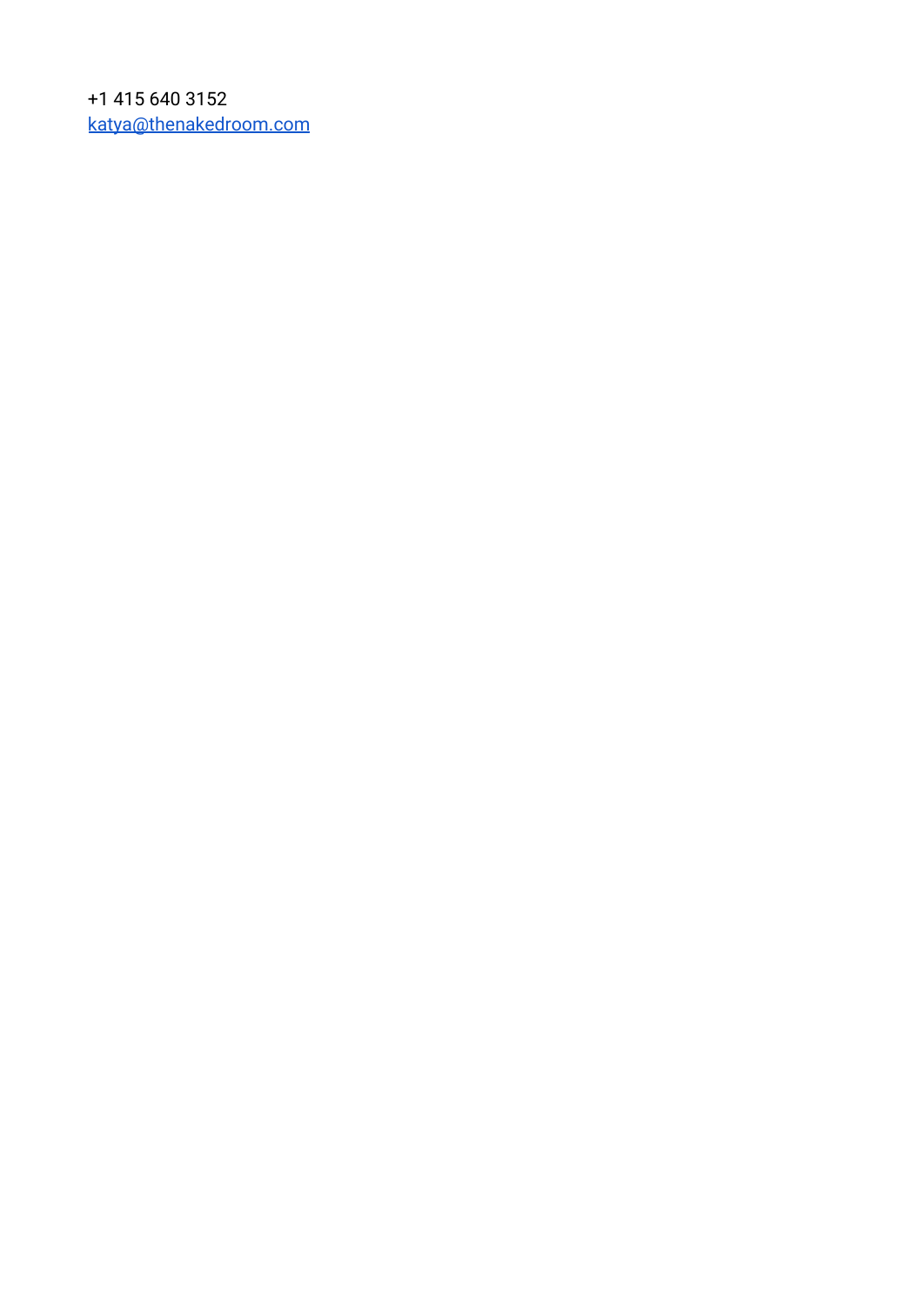+1 415 640 3152
[katya@thenakedroom.com](mailto:katya@thenakedroom.com)